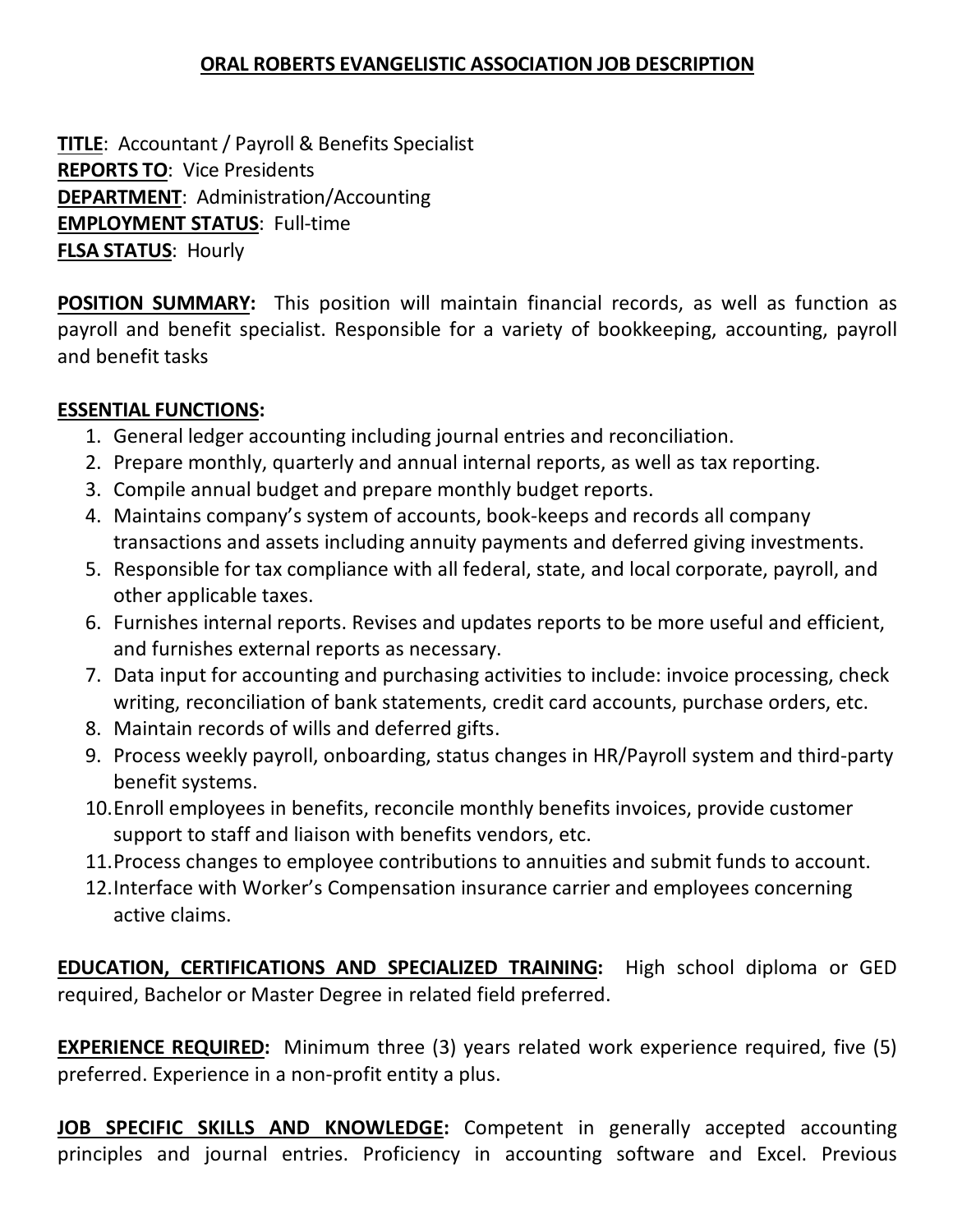# ORAL ROBERTS EVANGELISTIC ASSOCIATION JOB DESCRIPTION

**TITLE**: Accountant / Payroll & Benefits Specialist
**REPORTS TO**: Vice Presidents
**DEPARTMENT**: Administration/Accounting
**EMPLOYMENT STATUS**: Full-time
**FLSA STATUS**: Hourly

**POSITION SUMMARY:** This position will maintain financial records, as well as function as payroll and benefit specialist. Responsible for a variety of bookkeeping, accounting, payroll and benefit tasks

**ESSENTIAL FUNCTIONS:**

1. General ledger accounting including journal entries and reconciliation.
2. Prepare monthly, quarterly and annual internal reports, as well as tax reporting.
3. Compile annual budget and prepare monthly budget reports.
4. Maintains company's system of accounts, book-keeps and records all company transactions and assets including annuity payments and deferred giving investments.
5. Responsible for tax compliance with all federal, state, and local corporate, payroll, and other applicable taxes.
6. Furnishes internal reports. Revises and updates reports to be more useful and efficient, and furnishes external reports as necessary.
7. Data input for accounting and purchasing activities to include: invoice processing, check writing, reconciliation of bank statements, credit card accounts, purchase orders, etc.
8. Maintain records of wills and deferred gifts.
9. Process weekly payroll, onboarding, status changes in HR/Payroll system and third-party benefit systems.
10. Enroll employees in benefits, reconcile monthly benefits invoices, provide customer support to staff and liaison with benefits vendors, etc.
11. Process changes to employee contributions to annuities and submit funds to account.
12. Interface with Worker's Compensation insurance carrier and employees concerning active claims.

**EDUCATION, CERTIFICATIONS AND SPECIALIZED TRAINING:** High school diploma or GED required, Bachelor or Master Degree in related field preferred.

**EXPERIENCE REQUIRED:** Minimum three (3) years related work experience required, five (5) preferred. Experience in a non-profit entity a plus.

**JOB SPECIFIC SKILLS AND KNOWLEDGE:** Competent in generally accepted accounting principles and journal entries. Proficiency in accounting software and Excel. Previous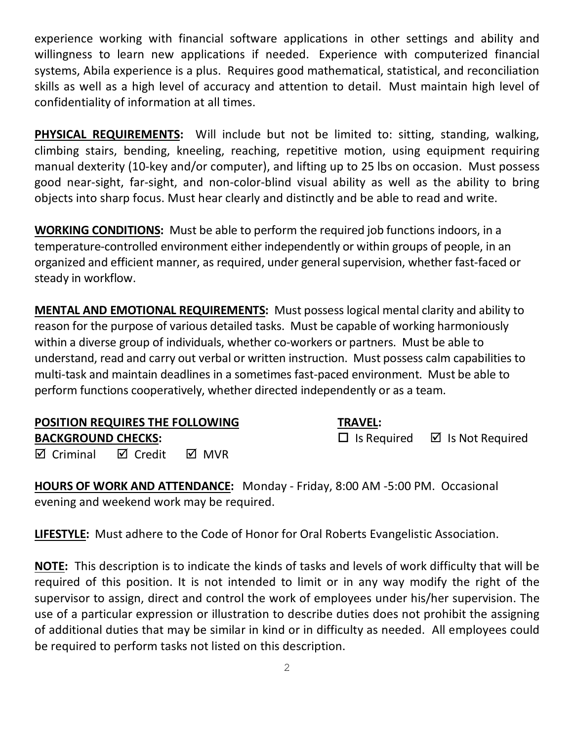experience working with financial software applications in other settings and ability and willingness to learn new applications if needed. Experience with computerized financial systems, Abila experience is a plus. Requires good mathematical, statistical, and reconciliation skills as well as a high level of accuracy and attention to detail. Must maintain high level of confidentiality of information at all times.

**PHYSICAL REQUIREMENTS:** Will include but not be limited to: sitting, standing, walking, climbing stairs, bending, kneeling, reaching, repetitive motion, using equipment requiring manual dexterity (10-key and/or computer), and lifting up to 25 lbs on occasion. Must possess good near-sight, far-sight, and non-color-blind visual ability as well as the ability to bring objects into sharp focus. Must hear clearly and distinctly and be able to read and write.

**WORKING CONDITIONS:** Must be able to perform the required job functions indoors, in a temperature-controlled environment either independently or within groups of people, in an organized and efficient manner, as required, under general supervision, whether fast-faced or steady in workflow.

**MENTAL AND EMOTIONAL REQUIREMENTS:** Must possess logical mental clarity and ability to reason for the purpose of various detailed tasks. Must be capable of working harmoniously within a diverse group of individuals, whether co-workers or partners. Must be able to understand, read and carry out verbal or written instruction. Must possess calm capabilities to multi-task and maintain deadlines in a sometimes fast-paced environment. Must be able to perform functions cooperatively, whether directed independently or as a team.

**POSITION REQUIRES THE FOLLOWING BACKGROUND CHECKS:**

☑ Criminal ☑ Credit ☑ MVR

**TRAVEL:**

☐ Is Required ☑ Is Not Required

**HOURS OF WORK AND ATTENDANCE:** Monday - Friday, 8:00 AM -5:00 PM. Occasional evening and weekend work may be required.

**LIFESTYLE:** Must adhere to the Code of Honor for Oral Roberts Evangelistic Association.

**NOTE:** This description is to indicate the kinds of tasks and levels of work difficulty that will be required of this position. It is not intended to limit or in any way modify the right of the supervisor to assign, direct and control the work of employees under his/her supervision. The use of a particular expression or illustration to describe duties does not prohibit the assigning of additional duties that may be similar in kind or in difficulty as needed. All employees could be required to perform tasks not listed on this description.